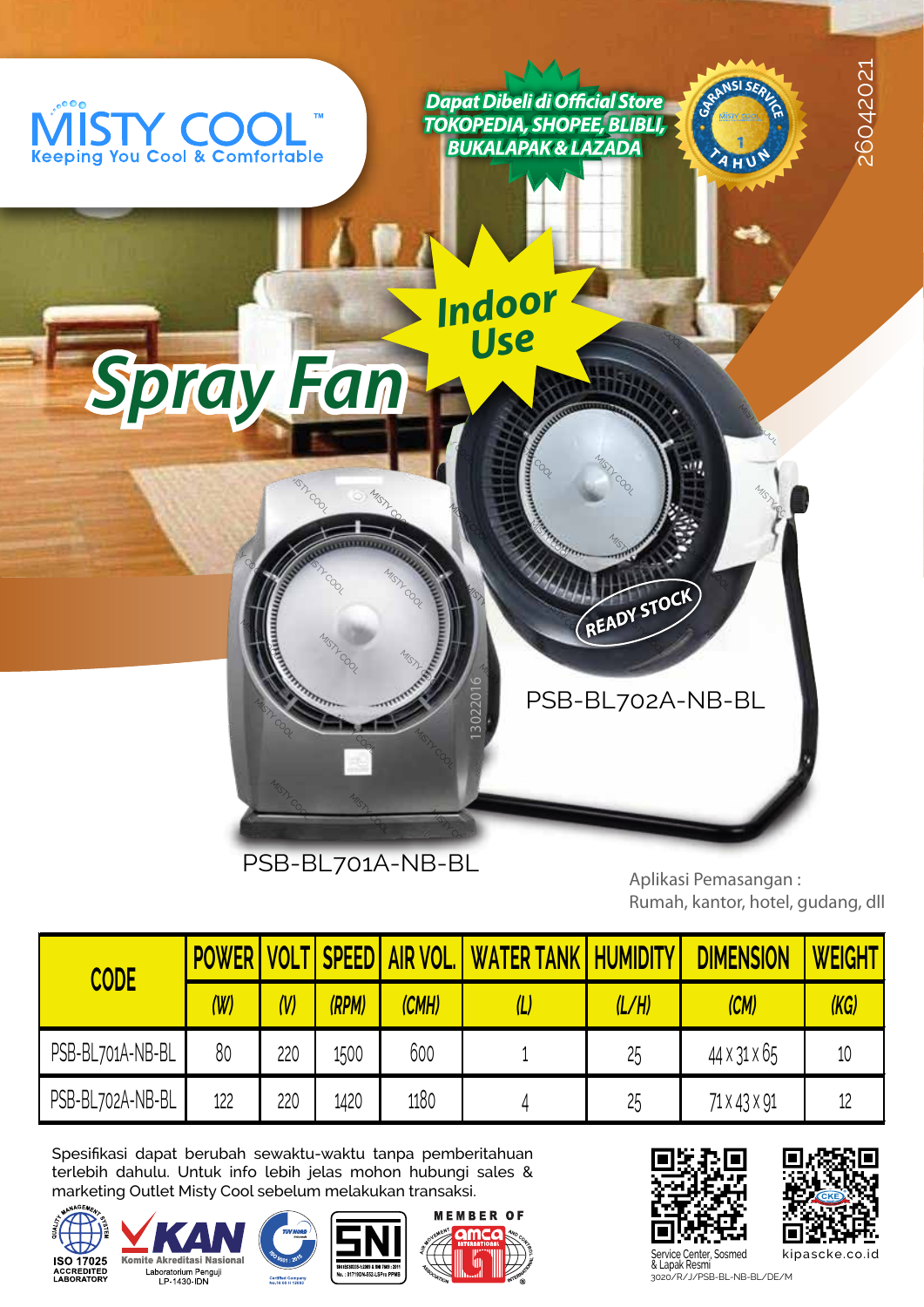# MISTY COOL™

Keeping You Cool & Comfortable

*Dapat Dibeli di Official Store TOKOPEDIA, SHOPEE, BLIBLI, BUKALAPAK & LAZADA*

GARANSI SERVICE 1 TAHUN

26042021

## Spray Fan

**Indoor Use**

READY STOCK

PSB-BL702A-NB-BL

PSB-BL701A-NB-BL

13022016

Aplikasi Pemasangan :
Rumah, kantor, hotel, gudang, dll

| CODE | POWER | VOLT | SPEED | AIR VOL. | WATER TANK | HUMIDITY | DIMENSION | WEIGHT |
|---|---|---|---|---|---|---|---|---|
| | (W) | (V) | (RPM) | (CMH) | (L) | (L/H) | (CM) | (KG) |
| PSB-BL701A-NB-BL | 80 | 220 | 1500 | 600 | 1 | 25 | 44 x 31 x 65 | 10 |
| PSB-BL702A-NB-BL | 122 | 220 | 1420 | 1180 | 4 | 25 | 71 x 43 x 91 | 12 |

Spesifikasi dapat berubah sewaktu-waktu tanpa pemberitahuan terlebih dahulu. Untuk info lebih jelas mohon hubungi sales & marketing Outlet Misty Cool sebelum melakukan transaksi.

ISO 17025 ACCREDITED LABORATORY

KAN Komite Akreditasi Nasional Laboratorium Penguji LP-1430-IDN

SNI

MEMBER OF amca INTERNATIONAL

Service Center, Sosmed & Lapak Resmi

kipascke.co.id

3020/R/J/PSB-BL-NB-BL/DE/M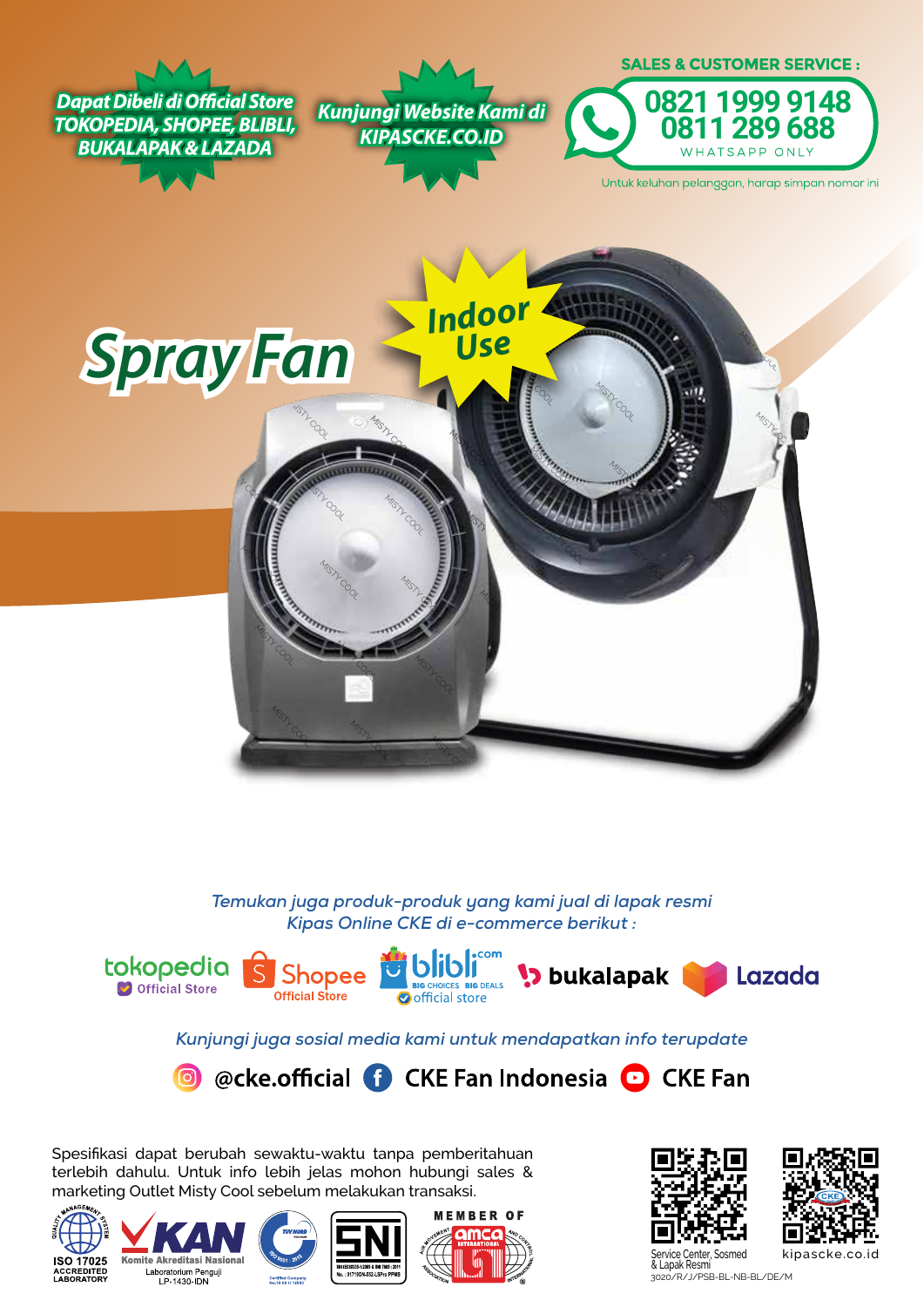**Dapat Dibeli di Official Store TOKOPEDIA, SHOPEE, BLIBLI, BUKALAPAK & LAZADA**

**Kunjungi Website Kami di KIPASCKE.CO.ID**

**SALES & CUSTOMER SERVICE :**

**0821 1999 9148**
**0811 289 688**
WHATSAPP ONLY

Untuk keluhan pelanggan, harap simpan nomor ini

# Spray Fan

**Indoor Use**

*Temukan juga produk-produk yang kami jual di lapak resmi Kipas Online CKE di e-commerce berikut :*

tokopedia Official Store | Shopee Official Store | blibli.com BIG CHOICES BIG DEALS official store | bukalapak | Lazada

*Kunjungi juga sosial media kami untuk mendapatkan info terupdate*

@cke.official | CKE Fan Indonesia | CKE Fan

Spesifikasi dapat berubah sewaktu-waktu tanpa pemberitahuan terlebih dahulu. Untuk info lebih jelas mohon hubungi sales & marketing Outlet Misty Cool sebelum melakukan transaksi.

ISO 17025 ACCREDITED LABORATORY | KAN Komite Akreditasi Nasional Laboratorium Penguji LP-1430-IDN | SNI | MEMBER OF amca INTERNATIONAL

Service Center, Sosmed & Lapak Resmi | kipascke.co.id

3020/R/J/PSB-BL-NB-BL/DE/M